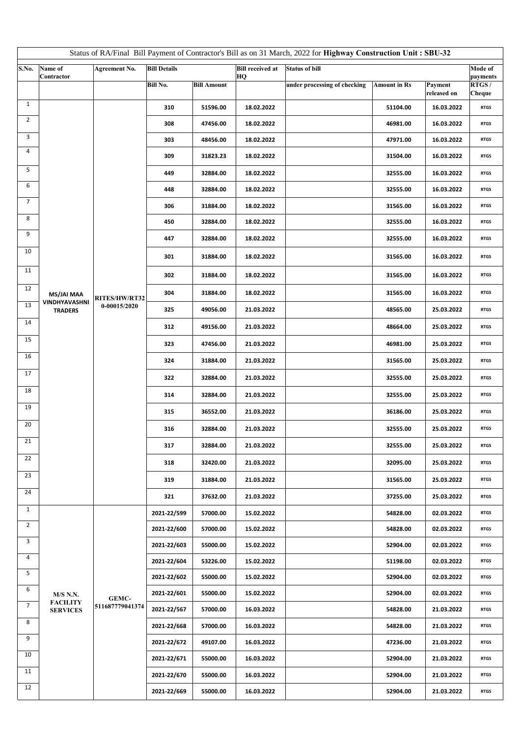Status of RA/Final Bill Payment of Contractor's Bill as on 31 March, 2022 for **Highway Construction Unit : SBU-32**

| S.No. | Name of Contractor | Agreement No. | Bill Details | | Bill received at HQ | Status of bill | | | Mode of payments |
|---|---|---|---|---|---|---|---|---|---|
| | | | Bill No. | Bill Amount | | under processing of checking | Amount in Rs | Payment released on | RTGS / Cheque |
| 1 | MS/JAI MAA VINDHYAVASHNI TRADERS | RITES/HW/RT320-00015/2020 | 310 | 51596.00 | 18.02.2022 | | 51104.00 | 16.03.2022 | RTGS |
| 2 | | | 308 | 47456.00 | 18.02.2022 | | 46981.00 | 16.03.2022 | RTGS |
| 3 | | | 303 | 48456.00 | 18.02.2022 | | 47971.00 | 16.03.2022 | RTGS |
| 4 | | | 309 | 31823.23 | 18.02.2022 | | 31504.00 | 16.03.2022 | RTGS |
| 5 | | | 449 | 32884.00 | 18.02.2022 | | 32555.00 | 16.03.2022 | RTGS |
| 6 | | | 448 | 32884.00 | 18.02.2022 | | 32555.00 | 16.03.2022 | RTGS |
| 7 | | | 306 | 31884.00 | 18.02.2022 | | 31565.00 | 16.03.2022 | RTGS |
| 8 | | | 450 | 32884.00 | 18.02.2022 | | 32555.00 | 16.03.2022 | RTGS |
| 9 | | | 447 | 32884.00 | 18.02.2022 | | 32555.00 | 16.03.2022 | RTGS |
| 10 | | | 301 | 31884.00 | 18.02.2022 | | 31565.00 | 16.03.2022 | RTGS |
| 11 | | | 302 | 31884.00 | 18.02.2022 | | 31565.00 | 16.03.2022 | RTGS |
| 12 | | | 304 | 31884.00 | 18.02.2022 | | 31565.00 | 16.03.2022 | RTGS |
| 13 | | | 325 | 49056.00 | 21.03.2022 | | 48565.00 | 25.03.2022 | RTGS |
| 14 | | | 312 | 49156.00 | 21.03.2022 | | 48664.00 | 25.03.2022 | RTGS |
| 15 | | | 323 | 47456.00 | 21.03.2022 | | 46981.00 | 25.03.2022 | RTGS |
| 16 | | | 324 | 31884.00 | 21.03.2022 | | 31565.00 | 25.03.2022 | RTGS |
| 17 | | | 322 | 32884.00 | 21.03.2022 | | 32555.00 | 25.03.2022 | RTGS |
| 18 | | | 314 | 32884.00 | 21.03.2022 | | 32555.00 | 25.03.2022 | RTGS |
| 19 | | | 315 | 36552.00 | 21.03.2022 | | 36186.00 | 25.03.2022 | RTGS |
| 20 | | | 316 | 32884.00 | 21.03.2022 | | 32555.00 | 25.03.2022 | RTGS |
| 21 | | | 317 | 32884.00 | 21.03.2022 | | 32555.00 | 25.03.2022 | RTGS |
| 22 | | | 318 | 32420.00 | 21.03.2022 | | 32095.00 | 25.03.2022 | RTGS |
| 23 | | | 319 | 31884.00 | 21.03.2022 | | 31565.00 | 25.03.2022 | RTGS |
| 24 | | | 321 | 37632.00 | 21.03.2022 | | 37255.00 | 25.03.2022 | RTGS |
| 1 | M/S N.N. FACILITY SERVICES | GEMC-511687779041374 | 2021-22/599 | 57000.00 | 15.02.2022 | | 54828.00 | 02.03.2022 | RTGS |
| 2 | | | 2021-22/600 | 57000.00 | 15.02.2022 | | 54828.00 | 02.03.2022 | RTGS |
| 3 | | | 2021-22/603 | 55000.00 | 15.02.2022 | | 52904.00 | 02.03.2022 | RTGS |
| 4 | | | 2021-22/604 | 53226.00 | 15.02.2022 | | 51198.00 | 02.03.2022 | RTGS |
| 5 | | | 2021-22/602 | 55000.00 | 15.02.2022 | | 52904.00 | 02.03.2022 | RTGS |
| 6 | | | 2021-22/601 | 55000.00 | 15.02.2022 | | 52904.00 | 02.03.2022 | RTGS |
| 7 | | | 2021-22/567 | 57000.00 | 16.03.2022 | | 54828.00 | 21.03.2022 | RTGS |
| 8 | | | 2021-22/668 | 57000.00 | 16.03.2022 | | 54828.00 | 21.03.2022 | RTGS |
| 9 | | | 2021-22/672 | 49107.00 | 16.03.2022 | | 47236.00 | 21.03.2022 | RTGS |
| 10 | | | 2021-22/671 | 55000.00 | 16.03.2022 | | 52904.00 | 21.03.2022 | RTGS |
| 11 | | | 2021-22/670 | 55000.00 | 16.03.2022 | | 52904.00 | 21.03.2022 | RTGS |
| 12 | | | 2021-22/669 | 55000.00 | 16.03.2022 | | 52904.00 | 21.03.2022 | RTGS |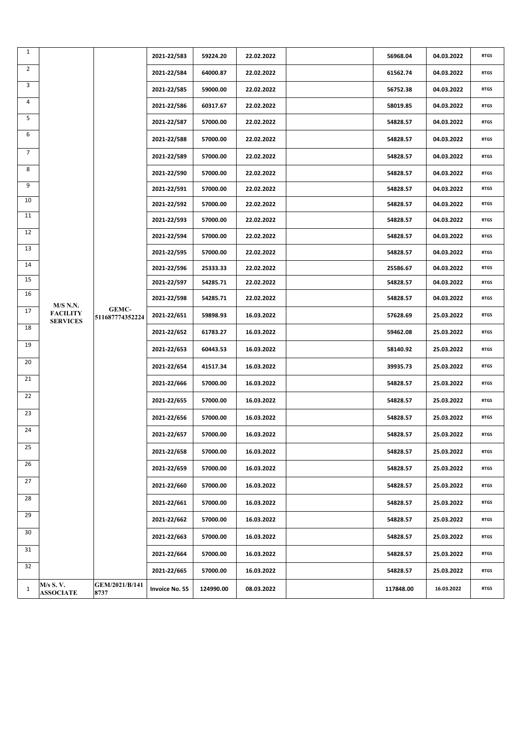| | | | | | | | | | |
|---|---|---|---|---|---|---|---|---|---|
| 1 | M/S N.N. FACILITY SERVICES | GEMC-511687774352224 | 2021-22/583 | 59224.20 | 22.02.2022 | | 56968.04 | 04.03.2022 | RTGS |
| 2 | | | 2021-22/584 | 64000.87 | 22.02.2022 | | 61562.74 | 04.03.2022 | RTGS |
| 3 | | | 2021-22/585 | 59000.00 | 22.02.2022 | | 56752.38 | 04.03.2022 | RTGS |
| 4 | | | 2021-22/586 | 60317.67 | 22.02.2022 | | 58019.85 | 04.03.2022 | RTGS |
| 5 | | | 2021-22/587 | 57000.00 | 22.02.2022 | | 54828.57 | 04.03.2022 | RTGS |
| 6 | | | 2021-22/588 | 57000.00 | 22.02.2022 | | 54828.57 | 04.03.2022 | RTGS |
| 7 | | | 2021-22/589 | 57000.00 | 22.02.2022 | | 54828.57 | 04.03.2022 | RTGS |
| 8 | | | 2021-22/590 | 57000.00 | 22.02.2022 | | 54828.57 | 04.03.2022 | RTGS |
| 9 | | | 2021-22/591 | 57000.00 | 22.02.2022 | | 54828.57 | 04.03.2022 | RTGS |
| 10 | | | 2021-22/592 | 57000.00 | 22.02.2022 | | 54828.57 | 04.03.2022 | RTGS |
| 11 | | | 2021-22/593 | 57000.00 | 22.02.2022 | | 54828.57 | 04.03.2022 | RTGS |
| 12 | | | 2021-22/594 | 57000.00 | 22.02.2022 | | 54828.57 | 04.03.2022 | RTGS |
| 13 | | | 2021-22/595 | 57000.00 | 22.02.2022 | | 54828.57 | 04.03.2022 | RTGS |
| 14 | | | 2021-22/596 | 25333.33 | 22.02.2022 | | 25586.67 | 04.03.2022 | RTGS |
| 15 | | | 2021-22/597 | 54285.71 | 22.02.2022 | | 54828.57 | 04.03.2022 | RTGS |
| 16 | | | 2021-22/598 | 54285.71 | 22.02.2022 | | 54828.57 | 04.03.2022 | RTGS |
| 17 | | | 2021-22/651 | 59898.93 | 16.03.2022 | | 57628.69 | 25.03.2022 | RTGS |
| 18 | | | 2021-22/652 | 61783.27 | 16.03.2022 | | 59462.08 | 25.03.2022 | RTGS |
| 19 | | | 2021-22/653 | 60443.53 | 16.03.2022 | | 58140.92 | 25.03.2022 | RTGS |
| 20 | | | 2021-22/654 | 41517.34 | 16.03.2022 | | 39935.73 | 25.03.2022 | RTGS |
| 21 | | | 2021-22/666 | 57000.00 | 16.03.2022 | | 54828.57 | 25.03.2022 | RTGS |
| 22 | | | 2021-22/655 | 57000.00 | 16.03.2022 | | 54828.57 | 25.03.2022 | RTGS |
| 23 | | | 2021-22/656 | 57000.00 | 16.03.2022 | | 54828.57 | 25.03.2022 | RTGS |
| 24 | | | 2021-22/657 | 57000.00 | 16.03.2022 | | 54828.57 | 25.03.2022 | RTGS |
| 25 | | | 2021-22/658 | 57000.00 | 16.03.2022 | | 54828.57 | 25.03.2022 | RTGS |
| 26 | | | 2021-22/659 | 57000.00 | 16.03.2022 | | 54828.57 | 25.03.2022 | RTGS |
| 27 | | | 2021-22/660 | 57000.00 | 16.03.2022 | | 54828.57 | 25.03.2022 | RTGS |
| 28 | | | 2021-22/661 | 57000.00 | 16.03.2022 | | 54828.57 | 25.03.2022 | RTGS |
| 29 | | | 2021-22/662 | 57000.00 | 16.03.2022 | | 54828.57 | 25.03.2022 | RTGS |
| 30 | | | 2021-22/663 | 57000.00 | 16.03.2022 | | 54828.57 | 25.03.2022 | RTGS |
| 31 | | | 2021-22/664 | 57000.00 | 16.03.2022 | | 54828.57 | 25.03.2022 | RTGS |
| 32 | | | 2021-22/665 | 57000.00 | 16.03.2022 | | 54828.57 | 25.03.2022 | RTGS |
| 1 | M/s S. V. ASSOCIATE | GEM/2021/B/1418737 | Invoice No. 55 | 124990.00 | 08.03.2022 | | 117848.00 | 16.03.2022 | RTGS |